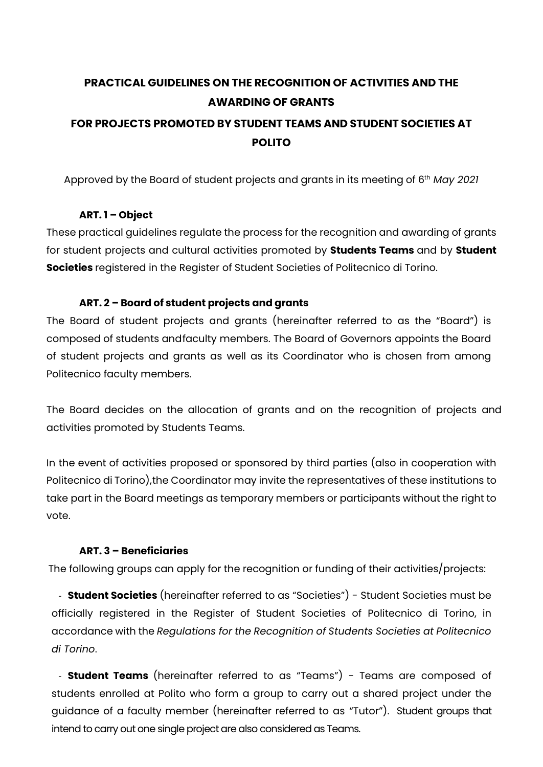# PRACTICAL GUIDELINES ON THE RECOGNITION OF ACTIVITIES AND THE AWARDING OF GRANTS

# FOR PROJECTS PROMOTED BY STUDENT TEAMS AND STUDENT SOCIETIES AT POLITO

Approved by the Board of student projects and grants in its meeting of 6th *May 2021*

### ART. 1 – Object

These practical guidelines regulate the process for the recognition and awarding of grants for student projects and cultural activities promoted by **Students Teams** and by **Student Societies** registered in the Register of Student Societies of Politecnico di Torino.

### ART. 2 – Board of student projects and grants

The Board of student projects and grants (hereinafter referred to as the "Board") is composed of students andfaculty members. The Board of Governors appoints the Board of student projects and grants as well as its Coordinator who is chosen from among Politecnico faculty members.

The Board decides on the allocation of grants and on the recognition of projects and activities promoted by Students Teams.

In the event of activities proposed or sponsored by third parties (also in cooperation with Politecnico di Torino),the Coordinator may invite the representatives of these institutions to take part in the Board meetings as temporary members or participants without the right to vote.

### ART. 3 – Beneficiaries

The following groups can apply for the recognition or funding of their activities/projects:

- **Student Societies** (hereinafter referred to as "Societies") - Student Societies must be officially registered in the Register of Student Societies of Politecnico di Torino, in accordance with the *Regulations for the Recognition of Students Societies at Politecnico di Torino*.

- **Student Teams** (hereinafter referred to as "Teams") - Teams are composed of students enrolled at Polito who form a group to carry out a shared project under the guidance of a faculty member (hereinafter referred to as "Tutor"). Student groups that intend to carry out one single project are also considered as Teams.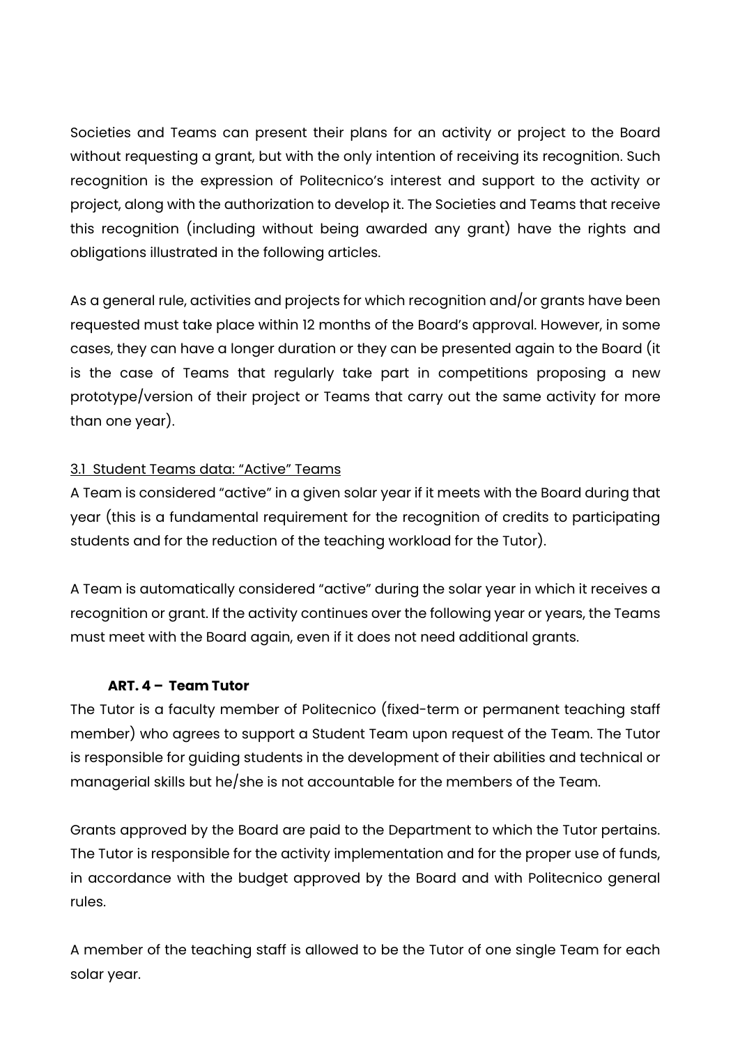Societies and Teams can present their plans for an activity or project to the Board without requesting a grant, but with the only intention of receiving its recognition. Such recognition is the expression of Politecnico's interest and support to the activity or project, along with the authorization to develop it. The Societies and Teams that receive this recognition (including without being awarded any grant) have the rights and obligations illustrated in the following articles.

As a general rule, activities and projects for which recognition and/or grants have been requested must take place within 12 months of the Board's approval. However, in some cases, they can have a longer duration or they can be presented again to the Board (it is the case of Teams that regularly take part in competitions proposing a new prototype/version of their project or Teams that carry out the same activity for more than one year).

### 3.1 Student Teams data: "Active" Teams

A Team is considered "active" in a given solar year if it meets with the Board during that year (this is a fundamental requirement for the recognition of credits to participating students and for the reduction of the teaching workload for the Tutor).

A Team is automatically considered "active" during the solar year in which it receives a recognition or grant. If the activity continues over the following year or years, the Teams must meet with the Board again, even if it does not need additional grants.

## ART. 4 – Team Tutor

The Tutor is a faculty member of Politecnico (fixed-term or permanent teaching staff member) who agrees to support a Student Team upon request of the Team. The Tutor is responsible for guiding students in the development of their abilities and technical or managerial skills but he/she is not accountable for the members of the Team.

Grants approved by the Board are paid to the Department to which the Tutor pertains. The Tutor is responsible for the activity implementation and for the proper use of funds, in accordance with the budget approved by the Board and with Politecnico general rules.

A member of the teaching staff is allowed to be the Tutor of one single Team for each solar year.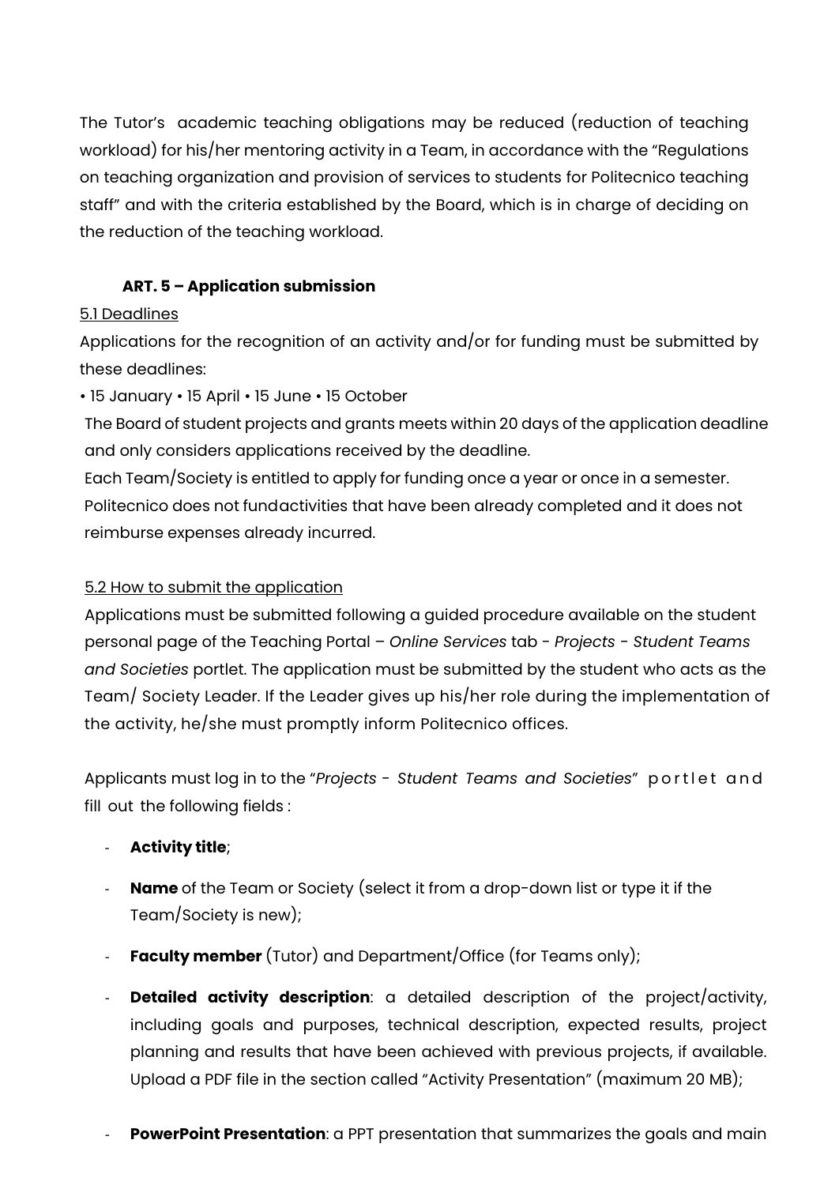The Tutor's academic teaching obligations may be reduced (reduction of teaching workload) for his/her mentoring activity in a Team, in accordance with the "Regulations on teaching organization and provision of services to students for Politecnico teaching staff" and with the criteria established by the Board, which is in charge of deciding on the reduction of the teaching workload.

### ART. 5 – Application submission

<u>5.1 Deadlines</u>

Applications for the recognition of an activity and/or for funding must be submitted by these deadlines:

• 15 January • 15 April • 15 June • 15 October

The Board of student projects and grants meets within 20 days of the application deadline and only considers applications received by the deadline.

Each Team/Society is entitled to apply for funding once a year or once in a semester.

Politecnico does not fundactivities that have been already completed and it does not reimburse expenses already incurred.

<u>5.2 How to submit the application</u>

Applications must be submitted following a guided procedure available on the student personal page of the Teaching Portal – *Online Services* tab - *Projects - Student Teams and Societies* portlet. The application must be submitted by the student who acts as the Team/ Society Leader. If the Leader gives up his/her role during the implementation of the activity, he/she must promptly inform Politecnico offices.

Applicants must log in to the "*Projects - Student Teams and Societies*" portlet and fill out the following fields :

- **Activity title**;
- **Name** of the Team or Society (select it from a drop-down list or type it if the Team/Society is new);
- **Faculty member** (Tutor) and Department/Office (for Teams only);
- **Detailed activity description**: a detailed description of the project/activity, including goals and purposes, technical description, expected results, project planning and results that have been achieved with previous projects, if available. Upload a PDF file in the section called "Activity Presentation" (maximum 20 MB);
- **PowerPoint Presentation**: a PPT presentation that summarizes the goals and main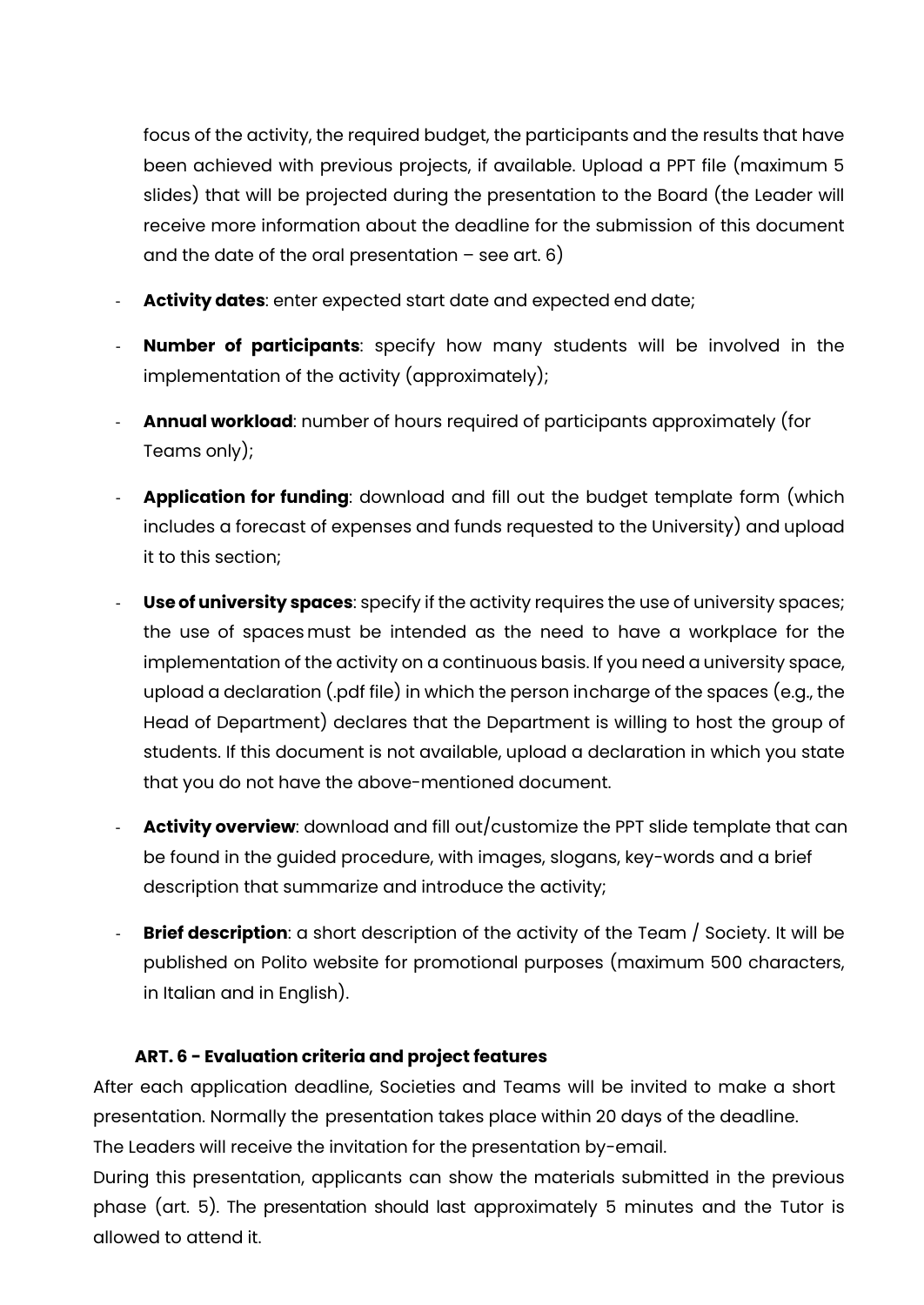focus of the activity, the required budget, the participants and the results that have been achieved with previous projects, if available. Upload a PPT file (maximum 5 slides) that will be projected during the presentation to the Board (the Leader will receive more information about the deadline for the submission of this document and the date of the oral presentation – see art. 6)

- **Activity dates**: enter expected start date and expected end date;
- **Number of participants**: specify how many students will be involved in the implementation of the activity (approximately);
- **Annual workload**: number of hours required of participants approximately (for Teams only);
- **Application for funding**: download and fill out the budget template form (which includes a forecast of expenses and funds requested to the University) and upload it to this section;
- **Use of university spaces**: specify if the activity requires the use of university spaces; the use of spaces must be intended as the need to have a workplace for the implementation of the activity on a continuous basis. If you need a university space, upload a declaration (.pdf file) in which the person incharge of the spaces (e.g., the Head of Department) declares that the Department is willing to host the group of students. If this document is not available, upload a declaration in which you state that you do not have the above-mentioned document.
- **Activity overview**: download and fill out/customize the PPT slide template that can be found in the guided procedure, with images, slogans, key-words and a brief description that summarize and introduce the activity;
- **Brief description**: a short description of the activity of the Team / Society. It will be published on Polito website for promotional purposes (maximum 500 characters, in Italian and in English).

### ART. 6 - Evaluation criteria and project features

After each application deadline, Societies and Teams will be invited to make a short presentation. Normally the presentation takes place within 20 days of the deadline.
The Leaders will receive the invitation for the presentation by-email.
During this presentation, applicants can show the materials submitted in the previous phase (art. 5). The presentation should last approximately 5 minutes and the Tutor is allowed to attend it.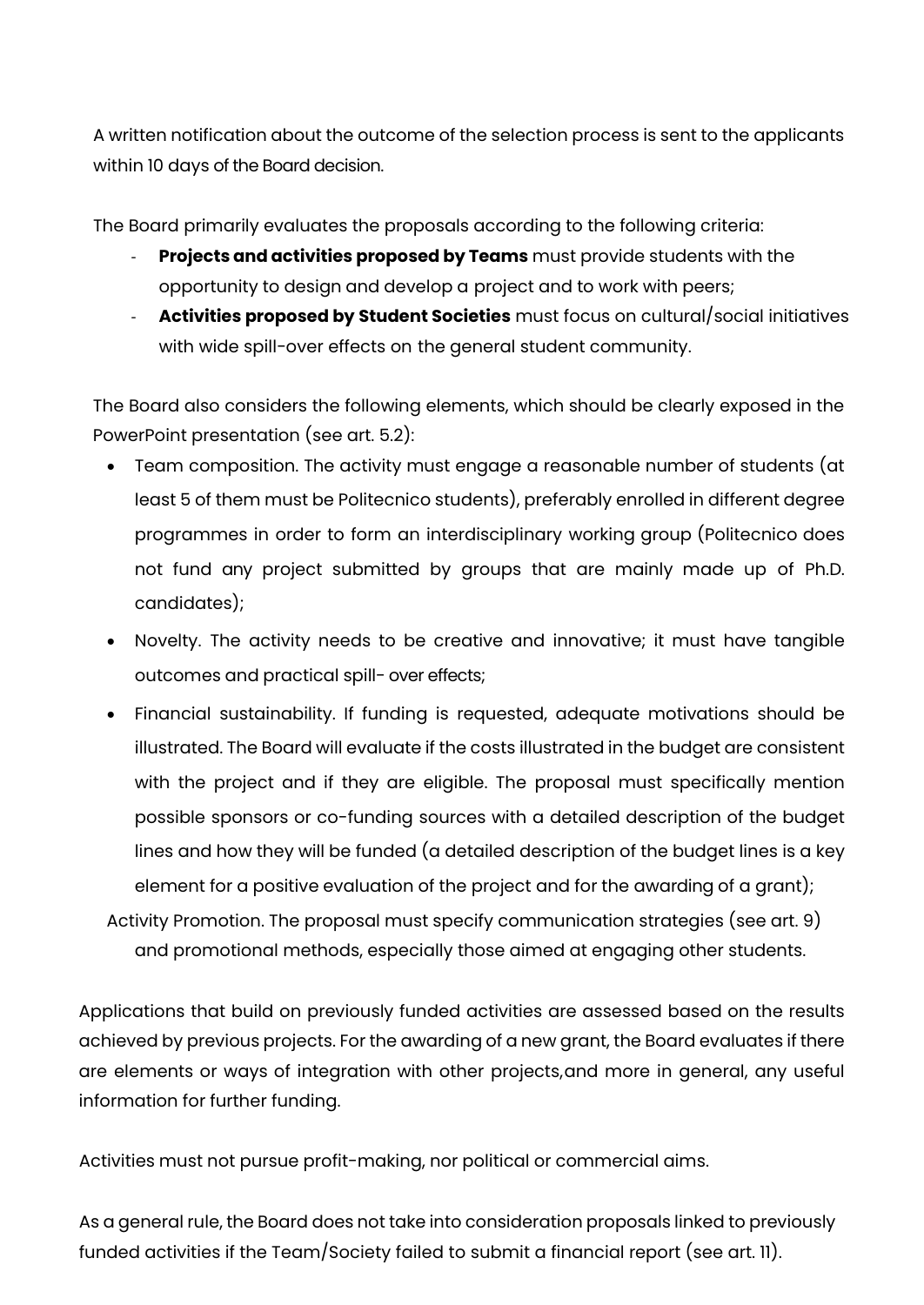A written notification about the outcome of the selection process is sent to the applicants within 10 days of the Board decision.

The Board primarily evaluates the proposals according to the following criteria:

- **Projects and activities proposed by Teams** must provide students with the opportunity to design and develop a project and to work with peers;
- **Activities proposed by Student Societies** must focus on cultural/social initiatives with wide spill-over effects on the general student community.

The Board also considers the following elements, which should be clearly exposed in the PowerPoint presentation (see art. 5.2):

- Team composition. The activity must engage a reasonable number of students (at least 5 of them must be Politecnico students), preferably enrolled in different degree programmes in order to form an interdisciplinary working group (Politecnico does not fund any project submitted by groups that are mainly made up of Ph.D. candidates);
- Novelty. The activity needs to be creative and innovative; it must have tangible outcomes and practical spill- over effects;
- Financial sustainability. If funding is requested, adequate motivations should be illustrated. The Board will evaluate if the costs illustrated in the budget are consistent with the project and if they are eligible. The proposal must specifically mention possible sponsors or co-funding sources with a detailed description of the budget lines and how they will be funded (a detailed description of the budget lines is a key element for a positive evaluation of the project and for the awarding of a grant);
- Activity Promotion. The proposal must specify communication strategies (see art. 9) and promotional methods, especially those aimed at engaging other students.

Applications that build on previously funded activities are assessed based on the results achieved by previous projects. For the awarding of a new grant, the Board evaluates if there are elements or ways of integration with other projects,and more in general, any useful information for further funding.

Activities must not pursue profit-making, nor political or commercial aims.

As a general rule, the Board does not take into consideration proposals linked to previously funded activities if the Team/Society failed to submit a financial report (see art. 11).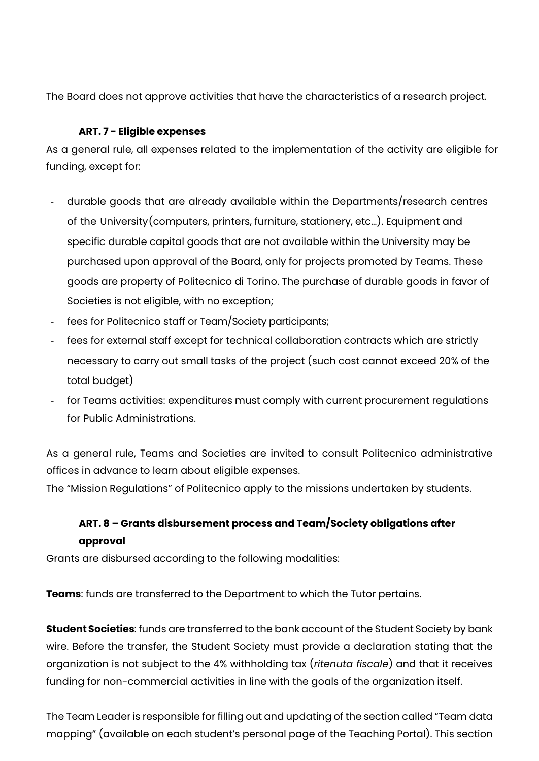The Board does not approve activities that have the characteristics of a research project.

### ART. 7 - Eligible expenses

As a general rule, all expenses related to the implementation of the activity are eligible for funding, except for:

- durable goods that are already available within the Departments/research centres of the University(computers, printers, furniture, stationery, etc…). Equipment and specific durable capital goods that are not available within the University may be purchased upon approval of the Board, only for projects promoted by Teams. These goods are property of Politecnico di Torino. The purchase of durable goods in favor of Societies is not eligible, with no exception;
- fees for Politecnico staff or Team/Society participants;
- fees for external staff except for technical collaboration contracts which are strictly necessary to carry out small tasks of the project (such cost cannot exceed 20% of the total budget)
- for Teams activities: expenditures must comply with current procurement regulations for Public Administrations.

As a general rule, Teams and Societies are invited to consult Politecnico administrative offices in advance to learn about eligible expenses.
The "Mission Regulations" of Politecnico apply to the missions undertaken by students.

### ART. 8 – Grants disbursement process and Team/Society obligations after approval

Grants are disbursed according to the following modalities:

**Teams**: funds are transferred to the Department to which the Tutor pertains.

**Student Societies**: funds are transferred to the bank account of the Student Society by bank wire. Before the transfer, the Student Society must provide a declaration stating that the organization is not subject to the 4% withholding tax (*ritenuta fiscale*) and that it receives funding for non-commercial activities in line with the goals of the organization itself.

The Team Leader is responsible for filling out and updating of the section called "Team data mapping" (available on each student's personal page of the Teaching Portal). This section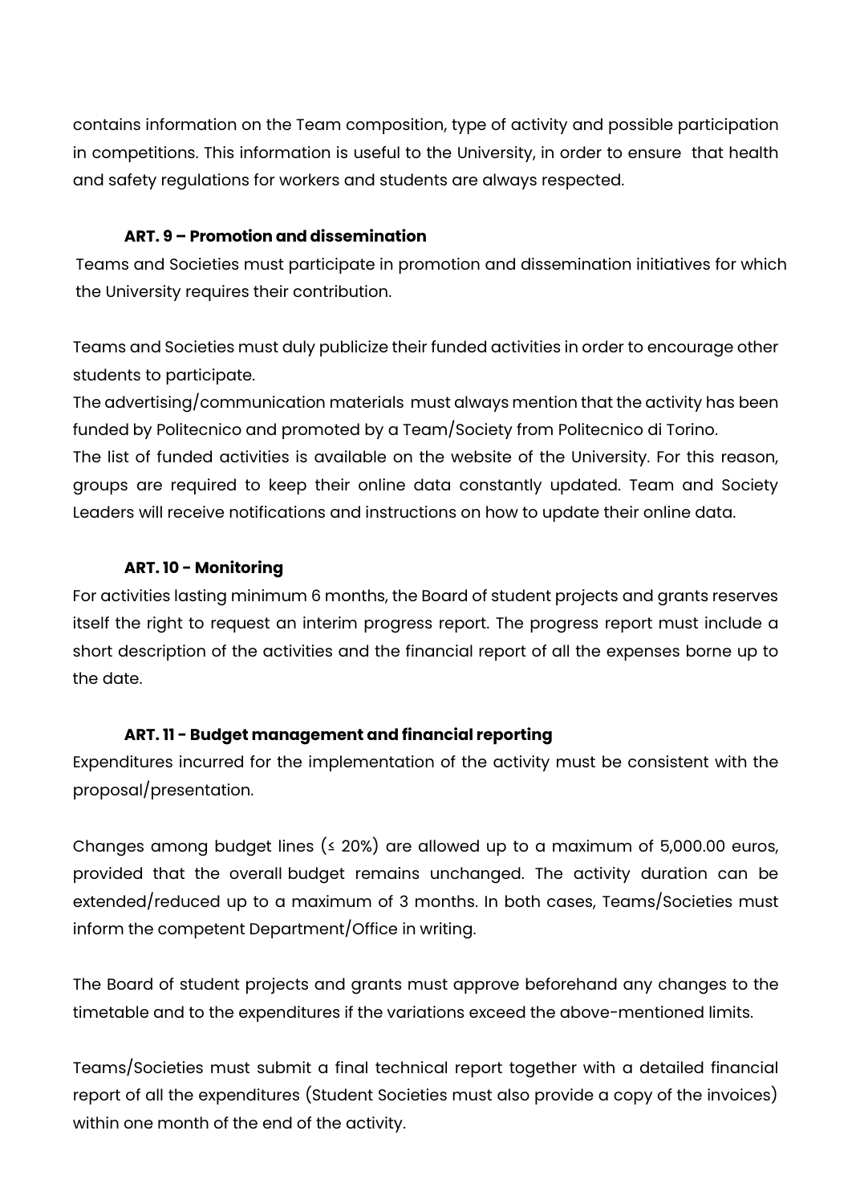contains information on the Team composition, type of activity and possible participation in competitions. This information is useful to the University, in order to ensure that health and safety regulations for workers and students are always respected.

### ART. 9 – Promotion and dissemination

Teams and Societies must participate in promotion and dissemination initiatives for which the University requires their contribution.

Teams and Societies must duly publicize their funded activities in order to encourage other students to participate.

The advertising/communication materials must always mention that the activity has been funded by Politecnico and promoted by a Team/Society from Politecnico di Torino.

The list of funded activities is available on the website of the University. For this reason, groups are required to keep their online data constantly updated. Team and Society Leaders will receive notifications and instructions on how to update their online data.

### ART. 10 - Monitoring

For activities lasting minimum 6 months, the Board of student projects and grants reserves itself the right to request an interim progress report. The progress report must include a short description of the activities and the financial report of all the expenses borne up to the date.

### ART. 11 - Budget management and financial reporting

Expenditures incurred for the implementation of the activity must be consistent with the proposal/presentation.

Changes among budget lines (≤ 20%) are allowed up to a maximum of 5,000.00 euros, provided that the overall budget remains unchanged. The activity duration can be extended/reduced up to a maximum of 3 months. In both cases, Teams/Societies must inform the competent Department/Office in writing.

The Board of student projects and grants must approve beforehand any changes to the timetable and to the expenditures if the variations exceed the above-mentioned limits.

Teams/Societies must submit a final technical report together with a detailed financial report of all the expenditures (Student Societies must also provide a copy of the invoices) within one month of the end of the activity.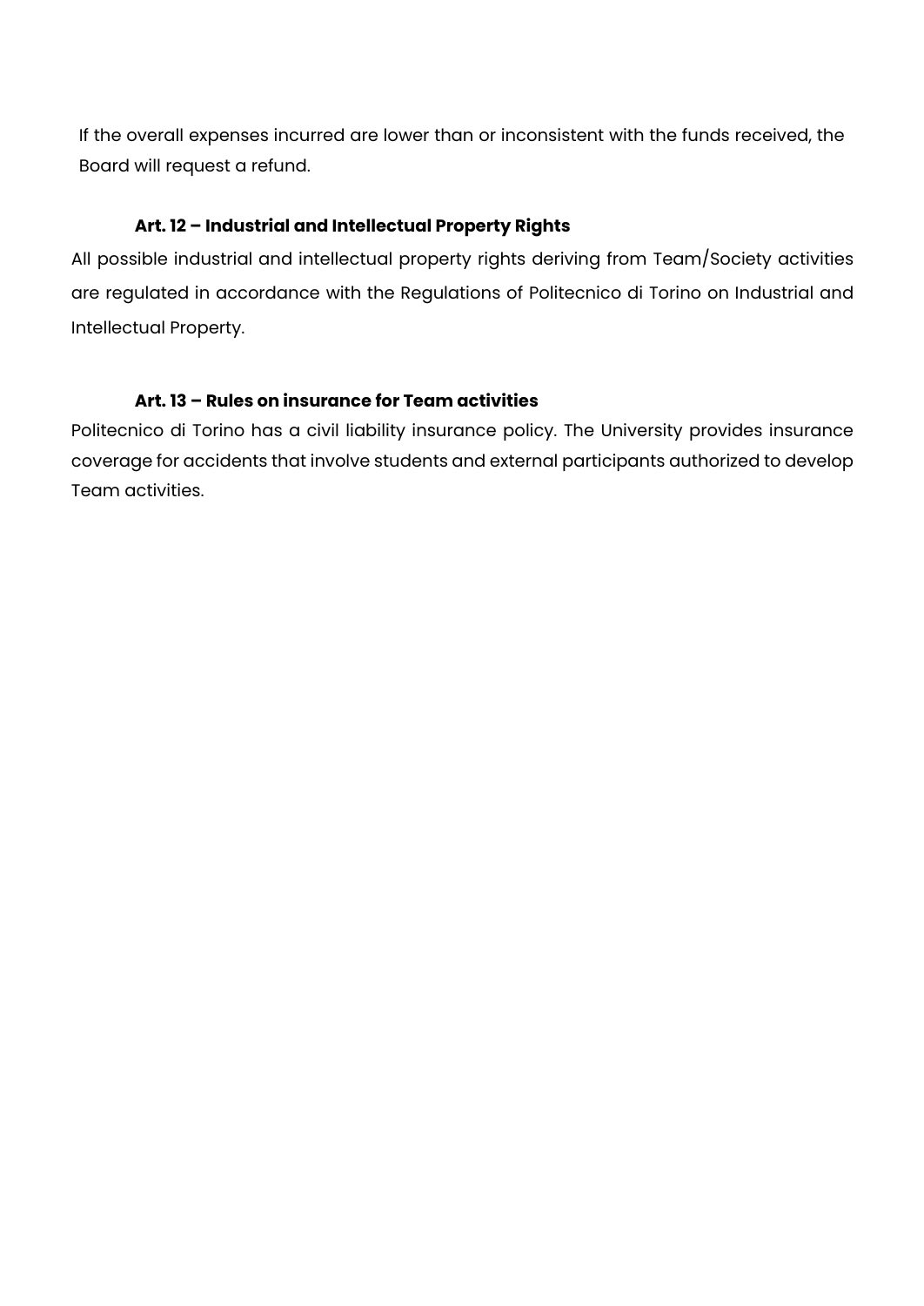If the overall expenses incurred are lower than or inconsistent with the funds received, the Board will request a refund.

### Art. 12 – Industrial and Intellectual Property Rights

All possible industrial and intellectual property rights deriving from Team/Society activities are regulated in accordance with the Regulations of Politecnico di Torino on Industrial and Intellectual Property.

### Art. 13 – Rules on insurance for Team activities

Politecnico di Torino has a civil liability insurance policy. The University provides insurance coverage for accidents that involve students and external participants authorized to develop Team activities.